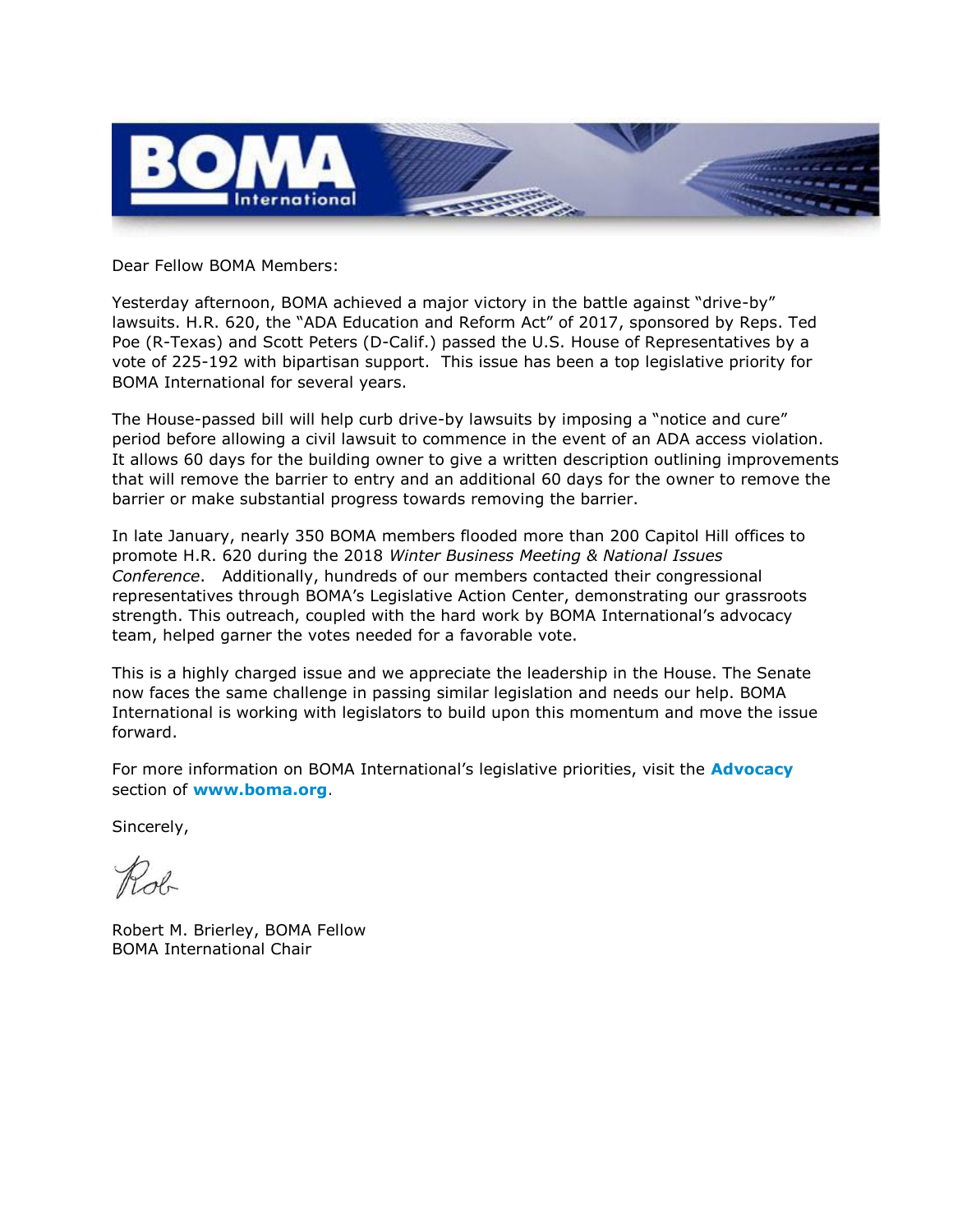Dear Fellow BOMA Members:

Yesterday afternoon, BOMA achieved a major victory in the battle against "drive-by" lawsuits. H.R. 620, the "ADA Education and Reform Act" of 2017, sponsored by Reps. Ted Poe (R-Texas) and Scott Peters (D-Calif.) passed the U.S. House of Representatives by a vote of 225-192 with bipartisan support. This issue has been a top legislative priority for BOMA International for several years.

The House-passed bill will help curb drive-by lawsuits by imposing a "notice and cure" period before allowing a civil lawsuit to commence in the event of an ADA access violation. It allows 60 days for the building owner to give a written description outlining improvements that will remove the barrier to entry and an additional 60 days for the owner to remove the barrier or make substantial progress towards removing the barrier.

In late January, nearly 350 BOMA members flooded more than 200 Capitol Hill offices to promote H.R. 620 during the 2018 *Winter Business Meeting & National Issues Conference*. Additionally, hundreds of our members contacted their congressional representatives through BOMA's Legislative Action Center, demonstrating our grassroots strength. This outreach, coupled with the hard work by BOMA International's advocacy team, helped garner the votes needed for a favorable vote.

This is a highly charged issue and we appreciate the leadership in the House. The Senate now faces the same challenge in passing similar legislation and needs our help. BOMA International is working with legislators to build upon this momentum and move the issue forward.

For more information on BOMA International's legislative priorities, visit the **Advocacy** section of **www.boma.org**.

Sincerely,

Rob

Robert M. Brierley, BOMA Fellow
BOMA International Chair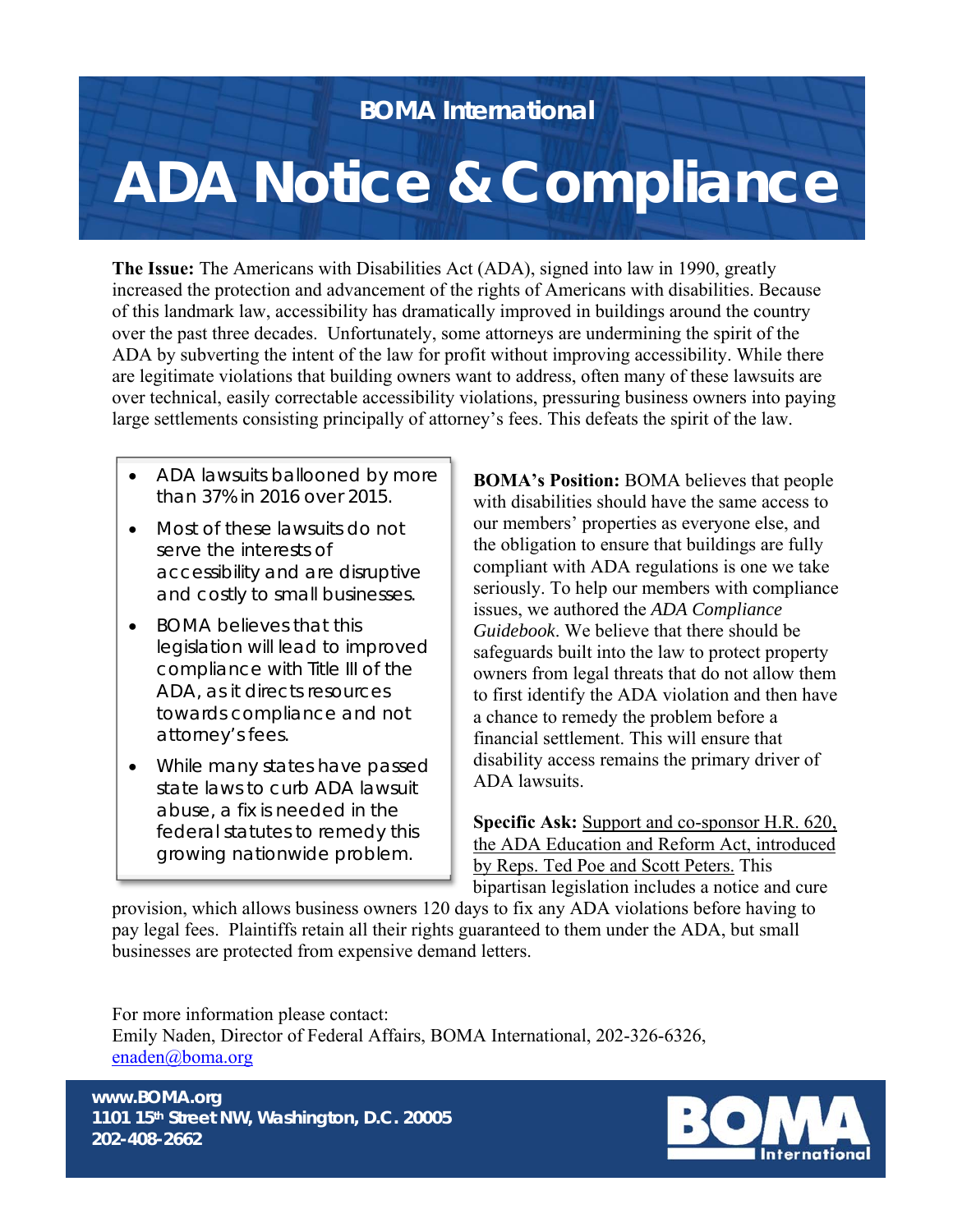BOMA International

# ADA Notice & Compliance

**The Issue:** The Americans with Disabilities Act (ADA), signed into law in 1990, greatly increased the protection and advancement of the rights of Americans with disabilities. Because of this landmark law, accessibility has dramatically improved in buildings around the country over the past three decades. Unfortunately, some attorneys are undermining the spirit of the ADA by subverting the intent of the law for profit without improving accessibility. While there are legitimate violations that building owners want to address, often many of these lawsuits are over technical, easily correctable accessibility violations, pressuring business owners into paying large settlements consisting principally of attorney's fees. This defeats the spirit of the law.

- ADA lawsuits ballooned by more than 37% in 2016 over 2015.
- Most of these lawsuits do not serve the interests of accessibility and are disruptive and costly to small businesses.
- BOMA believes that this legislation will lead to improved compliance with Title III of the ADA, as it directs resources towards compliance and not attorney's fees.
- While many states have passed state laws to curb ADA lawsuit abuse, a fix is needed in the federal statutes to remedy this growing nationwide problem.

**BOMA's Position:** BOMA believes that people with disabilities should have the same access to our members' properties as everyone else, and the obligation to ensure that buildings are fully compliant with ADA regulations is one we take seriously. To help our members with compliance issues, we authored the *ADA Compliance Guidebook*. We believe that there should be safeguards built into the law to protect property owners from legal threats that do not allow them to first identify the ADA violation and then have a chance to remedy the problem before a financial settlement. This will ensure that disability access remains the primary driver of ADA lawsuits.

**Specific Ask:** Support and co-sponsor H.R. 620, the ADA Education and Reform Act, introduced by Reps. Ted Poe and Scott Peters. This bipartisan legislation includes a notice and cure provision, which allows business owners 120 days to fix any ADA violations before having to pay legal fees. Plaintiffs retain all their rights guaranteed to them under the ADA, but small businesses are protected from expensive demand letters.

For more information please contact:
Emily Naden, Director of Federal Affairs, BOMA International, 202-326-6326, enaden@boma.org

**www.BOMA.org**
**1101 15th Street NW, Washington, D.C. 20005**
**202-408-2662**